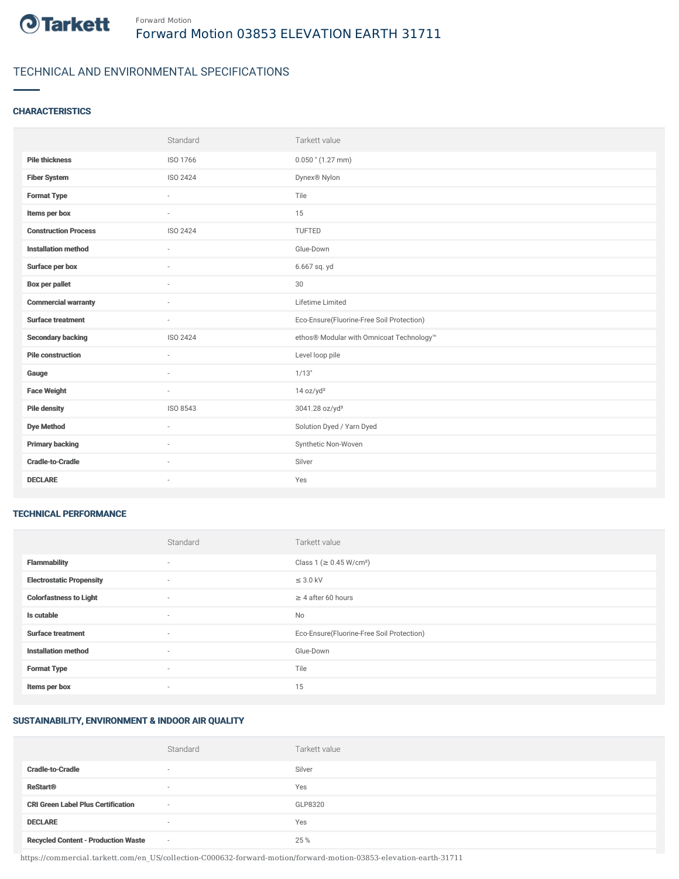Forward Motion

# Forward Motion 03853 ELEVATION EARTH 31711

## TECHNICAL AND ENVIRONMENTAL SPECIFICATIONS

### CHARACTERISTICS

| | Standard | Tarkett value |
|---|---|---|
| **Pile thickness** | ISO 1766 | 0.050 " (1.27 mm) |
| **Fiber System** | ISO 2424 | Dynex® Nylon |
| **Format Type** | - | Tile |
| **Items per box** | - | 15 |
| **Construction Process** | ISO 2424 | TUFTED |
| **Installation method** | - | Glue-Down |
| **Surface per box** | - | 6.667 sq. yd |
| **Box per pallet** | - | 30 |
| **Commercial warranty** | - | Lifetime Limited |
| **Surface treatment** | - | Eco-Ensure(Fluorine-Free Soil Protection) |
| **Secondary backing** | ISO 2424 | ethos® Modular with Omnicoat Technology™ |
| **Pile construction** | - | Level loop pile |
| **Gauge** | - | 1/13" |
| **Face Weight** | - | 14 oz/yd² |
| **Pile density** | ISO 8543 | 3041.28 oz/yd³ |
| **Dye Method** | - | Solution Dyed / Yarn Dyed |
| **Primary backing** | - | Synthetic Non-Woven |
| **Cradle-to-Cradle** | - | Silver |
| **DECLARE** | - | Yes |

### TECHNICAL PERFORMANCE

| | Standard | Tarkett value |
|---|---|---|
| **Flammability** | - | Class 1 (≥ 0.45 W/cm²) |
| **Electrostatic Propensity** | - | ≤ 3.0 kV |
| **Colorfastness to Light** | - | ≥ 4 after 60 hours |
| **Is cutable** | - | No |
| **Surface treatment** | - | Eco-Ensure(Fluorine-Free Soil Protection) |
| **Installation method** | - | Glue-Down |
| **Format Type** | - | Tile |
| **Items per box** | - | 15 |

### SUSTAINABILITY, ENVIRONMENT & INDOOR AIR QUALITY

| | Standard | Tarkett value |
|---|---|---|
| **Cradle-to-Cradle** | - | Silver |
| **ReStart®** | - | Yes |
| **CRI Green Label Plus Certification** | - | GLP8320 |
| **DECLARE** | - | Yes |
| **Recycled Content - Production Waste** | - | 25 % |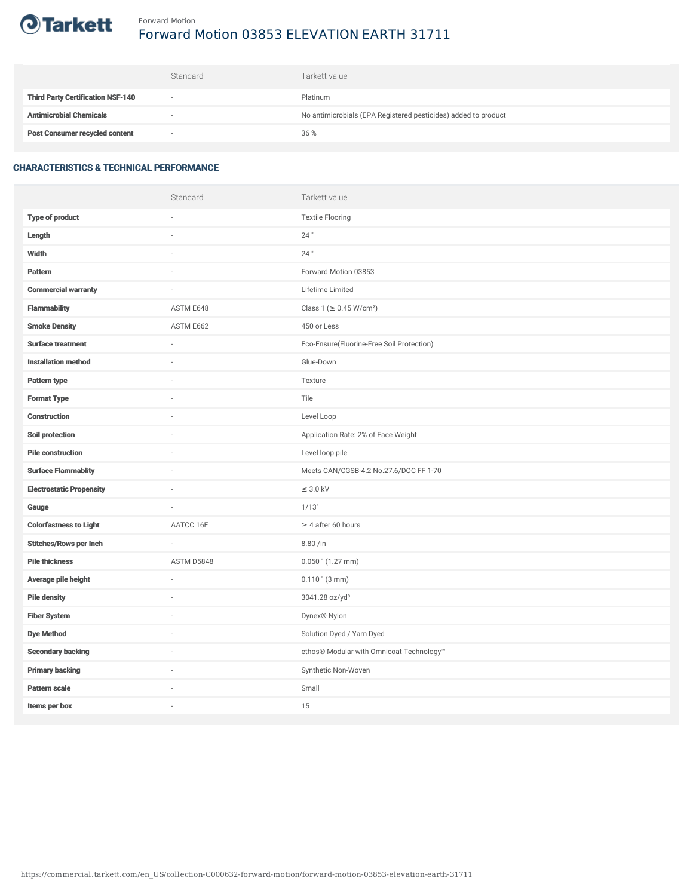Forward Motion

# Forward Motion 03853 ELEVATION EARTH 31711

| | Standard | Tarkett value |
|---|---|---|
| **Third Party Certification NSF-140** | - | Platinum |
| **Antimicrobial Chemicals** | - | No antimicrobials (EPA Registered pesticides) added to product |
| **Post Consumer recycled content** | - | 36 % |

## CHARACTERISTICS & TECHNICAL PERFORMANCE

| | Standard | Tarkett value |
|---|---|---|
| **Type of product** | - | Textile Flooring |
| **Length** | - | 24 " |
| **Width** | - | 24 " |
| **Pattern** | - | Forward Motion 03853 |
| **Commercial warranty** | - | Lifetime Limited |
| **Flammability** | ASTM E648 | Class 1 (≥ 0.45 W/cm²) |
| **Smoke Density** | ASTM E662 | 450 or Less |
| **Surface treatment** | - | Eco-Ensure(Fluorine-Free Soil Protection) |
| **Installation method** | - | Glue-Down |
| **Pattern type** | - | Texture |
| **Format Type** | - | Tile |
| **Construction** | - | Level Loop |
| **Soil protection** | - | Application Rate: 2% of Face Weight |
| **Pile construction** | - | Level loop pile |
| **Surface Flammablity** | - | Meets CAN/CGSB-4.2 No.27.6/DOC FF 1-70 |
| **Electrostatic Propensity** | - | ≤ 3.0 kV |
| **Gauge** | - | 1/13" |
| **Colorfastness to Light** | AATCC 16E | ≥ 4 after 60 hours |
| **Stitches/Rows per Inch** | - | 8.80 /in |
| **Pile thickness** | ASTM D5848 | 0.050 " (1.27 mm) |
| **Average pile height** | - | 0.110 " (3 mm) |
| **Pile density** | - | 3041.28 oz/yd³ |
| **Fiber System** | - | Dynex® Nylon |
| **Dye Method** | - | Solution Dyed / Yarn Dyed |
| **Secondary backing** | - | ethos® Modular with Omnicoat Technology™ |
| **Primary backing** | - | Synthetic Non-Woven |
| **Pattern scale** | - | Small |
| **Items per box** | - | 15 |

https://commercial.tarkett.com/en_US/collection-C000632-forward-motion/forward-motion-03853-elevation-earth-31711